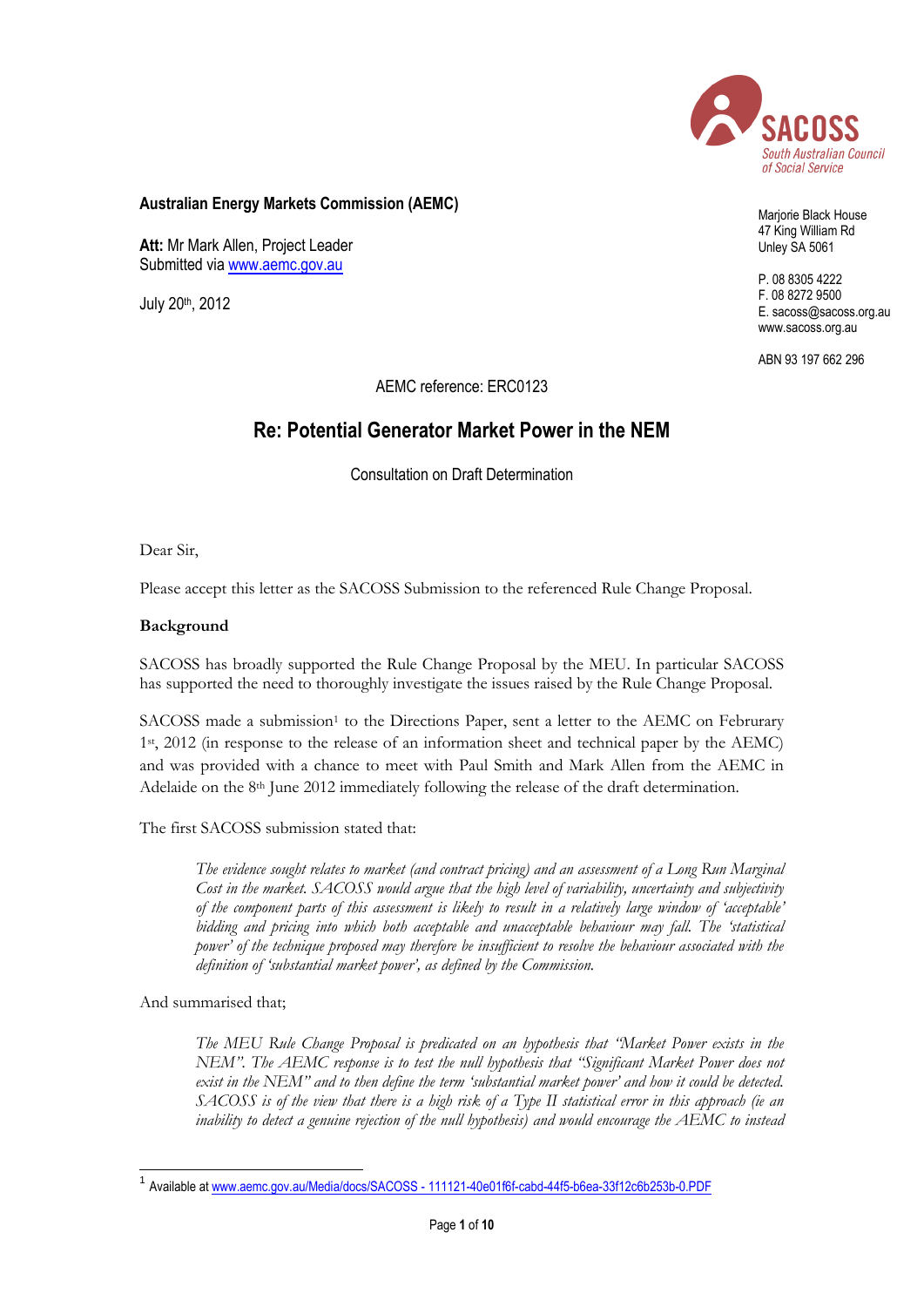SACOSS
South Australian Council of Social Service

**Australian Energy Markets Commission (AEMC)**

**Att:** Mr Mark Allen, Project Leader
Submitted via www.aemc.gov.au

July 20th, 2012

Marjorie Black House
47 King William Rd
Unley SA 5061

P. 08 8305 4222
F. 08 8272 9500
E. sacoss@sacoss.org.au
www.sacoss.org.au

ABN 93 197 662 296

AEMC reference: ERC0123

# Re: Potential Generator Market Power in the NEM

Consultation on Draft Determination

Dear Sir,

Please accept this letter as the SACOSS Submission to the referenced Rule Change Proposal.

**Background**

SACOSS has broadly supported the Rule Change Proposal by the MEU. In particular SACOSS has supported the need to thoroughly investigate the issues raised by the Rule Change Proposal.

SACOSS made a submission[1] to the Directions Paper, sent a letter to the AEMC on Februrary 1st, 2012 (in response to the release of an information sheet and technical paper by the AEMC) and was provided with a chance to meet with Paul Smith and Mark Allen from the AEMC in Adelaide on the 8th June 2012 immediately following the release of the draft determination.

The first SACOSS submission stated that:

> *The evidence sought relates to market (and contract pricing) and an assessment of a Long Run Marginal Cost in the market. SACOSS would argue that the high level of variability, uncertainty and subjectivity of the component parts of this assessment is likely to result in a relatively large window of 'acceptable' bidding and pricing into which both acceptable and unacceptable behaviour may fall. The 'statistical power' of the technique proposed may therefore be insufficient to resolve the behaviour associated with the definition of 'substantial market power', as defined by the Commission.*

And summarised that;

> *The MEU Rule Change Proposal is predicated on an hypothesis that "Market Power exists in the NEM". The AEMC response is to test the null hypothesis that "Significant Market Power does not exist in the NEM" and to then define the term 'substantial market power' and how it could be detected. SACOSS is of the view that there is a high risk of a Type II statistical error in this approach (ie an inability to detect a genuine rejection of the null hypothesis) and would encourage the AEMC to instead*

[1] Available at www.aemc.gov.au/Media/docs/SACOSS - 111121-40e01f6f-cabd-44f5-b6ea-33f12c6b253b-0.PDF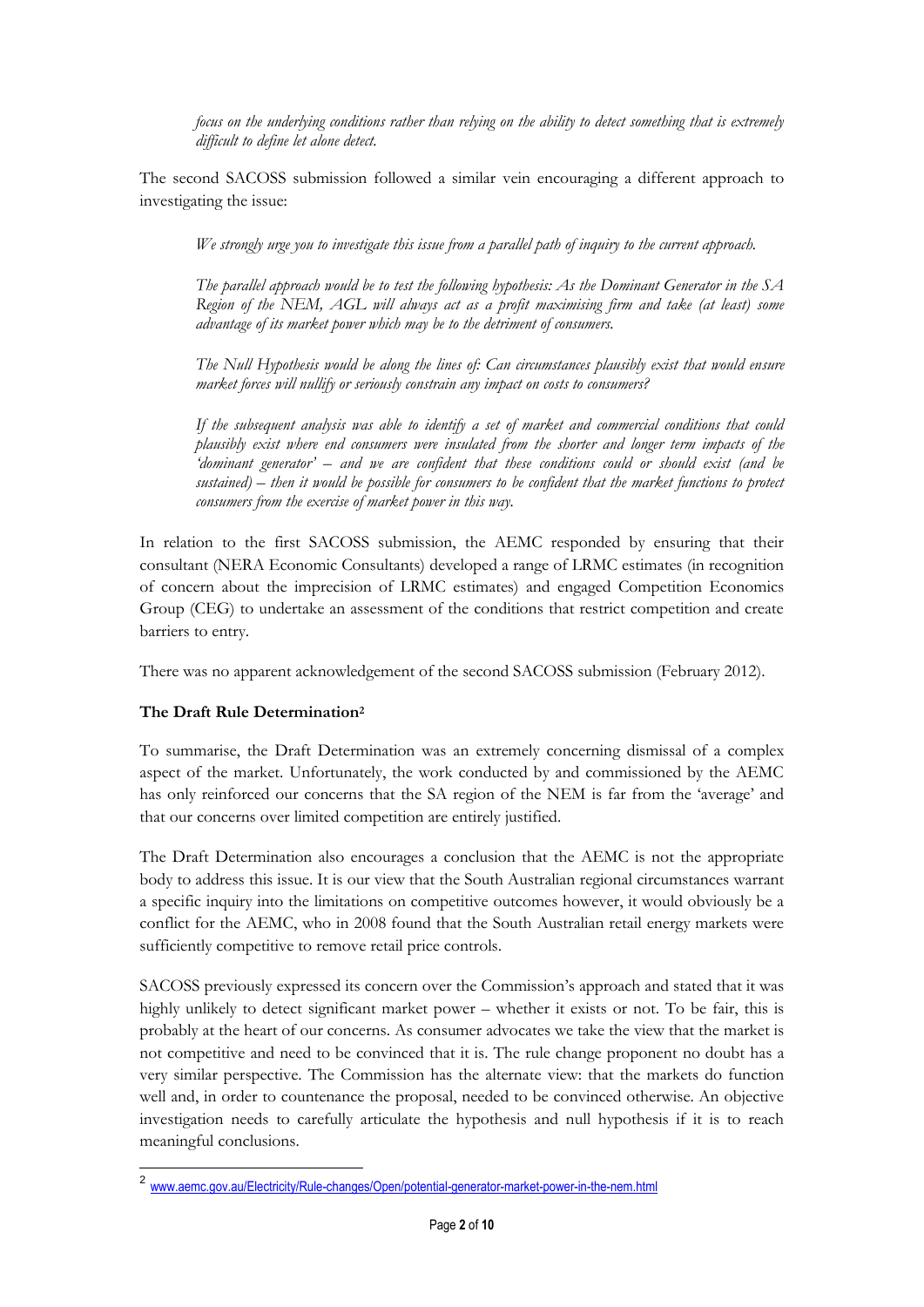*focus on the underlying conditions rather than relying on the ability to detect something that is extremely difficult to define let alone detect.*

The second SACOSS submission followed a similar vein encouraging a different approach to investigating the issue:

*We strongly urge you to investigate this issue from a parallel path of inquiry to the current approach.*

*The parallel approach would be to test the following hypothesis: As the Dominant Generator in the SA Region of the NEM, AGL will always act as a profit maximising firm and take (at least) some advantage of its market power which may be to the detriment of consumers.*

*The Null Hypothesis would be along the lines of: Can circumstances plausibly exist that would ensure market forces will nullify or seriously constrain any impact on costs to consumers?*

*If the subsequent analysis was able to identify a set of market and commercial conditions that could plausibly exist where end consumers were insulated from the shorter and longer term impacts of the 'dominant generator' – and we are confident that these conditions could or should exist (and be sustained) – then it would be possible for consumers to be confident that the market functions to protect consumers from the exercise of market power in this way.*

In relation to the first SACOSS submission, the AEMC responded by ensuring that their consultant (NERA Economic Consultants) developed a range of LRMC estimates (in recognition of concern about the imprecision of LRMC estimates) and engaged Competition Economics Group (CEG) to undertake an assessment of the conditions that restrict competition and create barriers to entry.

There was no apparent acknowledgement of the second SACOSS submission (February 2012).

**The Draft Rule Determination[2]**

To summarise, the Draft Determination was an extremely concerning dismissal of a complex aspect of the market. Unfortunately, the work conducted by and commissioned by the AEMC has only reinforced our concerns that the SA region of the NEM is far from the 'average' and that our concerns over limited competition are entirely justified.

The Draft Determination also encourages a conclusion that the AEMC is not the appropriate body to address this issue. It is our view that the South Australian regional circumstances warrant a specific inquiry into the limitations on competitive outcomes however, it would obviously be a conflict for the AEMC, who in 2008 found that the South Australian retail energy markets were sufficiently competitive to remove retail price controls.

SACOSS previously expressed its concern over the Commission's approach and stated that it was highly unlikely to detect significant market power – whether it exists or not. To be fair, this is probably at the heart of our concerns. As consumer advocates we take the view that the market is not competitive and need to be convinced that it is. The rule change proponent no doubt has a very similar perspective. The Commission has the alternate view: that the markets do function well and, in order to countenance the proposal, needed to be convinced otherwise. An objective investigation needs to carefully articulate the hypothesis and null hypothesis if it is to reach meaningful conclusions.

[2] www.aemc.gov.au/Electricity/Rule-changes/Open/potential-generator-market-power-in-the-nem.html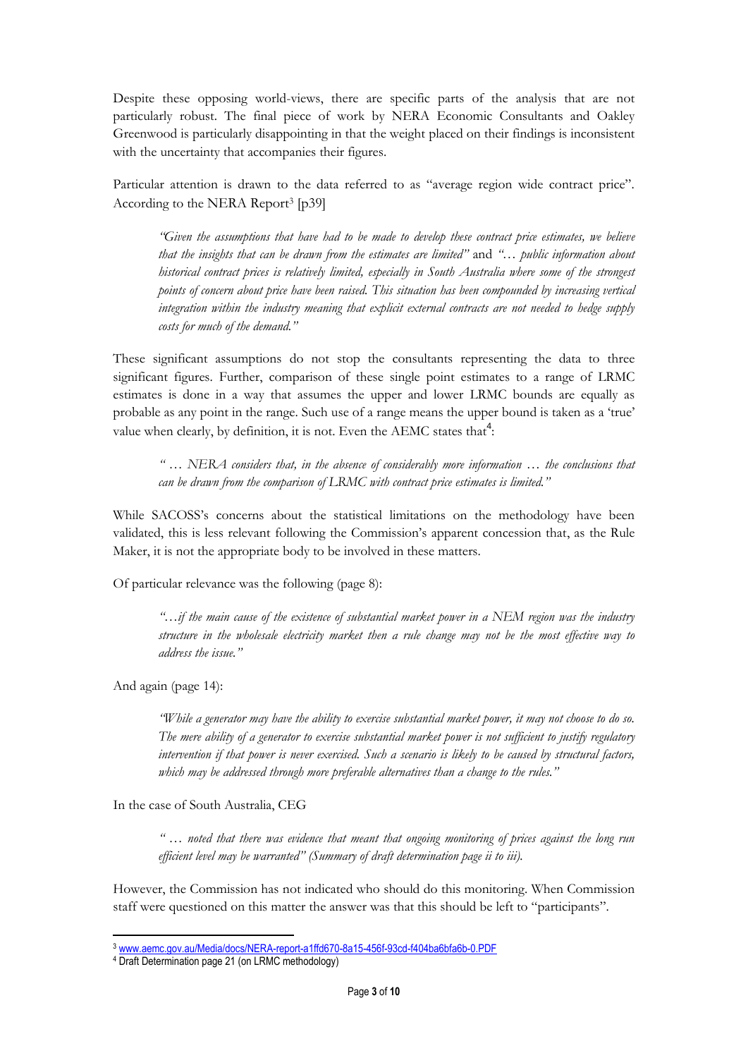Despite these opposing world-views, there are specific parts of the analysis that are not particularly robust. The final piece of work by NERA Economic Consultants and Oakley Greenwood is particularly disappointing in that the weight placed on their findings is inconsistent with the uncertainty that accompanies their figures.

Particular attention is drawn to the data referred to as "average region wide contract price". According to the NERA Report[3] [p39]

> *"Given the assumptions that have had to be made to develop these contract price estimates, we believe that the insights that can be drawn from the estimates are limited"* and *"… public information about historical contract prices is relatively limited, especially in South Australia where some of the strongest points of concern about price have been raised. This situation has been compounded by increasing vertical integration within the industry meaning that explicit external contracts are not needed to hedge supply costs for much of the demand."*

These significant assumptions do not stop the consultants representing the data to three significant figures. Further, comparison of these single point estimates to a range of LRMC estimates is done in a way that assumes the upper and lower LRMC bounds are equally as probable as any point in the range. Such use of a range means the upper bound is taken as a 'true' value when clearly, by definition, it is not. Even the AEMC states that[4]:

> *" … NERA considers that, in the absence of considerably more information … the conclusions that can be drawn from the comparison of LRMC with contract price estimates is limited."*

While SACOSS's concerns about the statistical limitations on the methodology have been validated, this is less relevant following the Commission's apparent concession that, as the Rule Maker, it is not the appropriate body to be involved in these matters.

Of particular relevance was the following (page 8):

> *"…if the main cause of the existence of substantial market power in a NEM region was the industry structure in the wholesale electricity market then a rule change may not be the most effective way to address the issue."*

And again (page 14):

> *"While a generator may have the ability to exercise substantial market power, it may not choose to do so. The mere ability of a generator to exercise substantial market power is not sufficient to justify regulatory intervention if that power is never exercised. Such a scenario is likely to be caused by structural factors, which may be addressed through more preferable alternatives than a change to the rules."*

In the case of South Australia, CEG

> *" … noted that there was evidence that meant that ongoing monitoring of prices against the long run efficient level may be warranted" (Summary of draft determination page ii to iii).*

However, the Commission has not indicated who should do this monitoring. When Commission staff were questioned on this matter the answer was that this should be left to "participants".

---

[3] www.aemc.gov.au/Media/docs/NERA-report-a1ffd670-8a15-456f-93cd-f404ba6bfa6b-0.PDF

[4] Draft Determination page 21 (on LRMC methodology)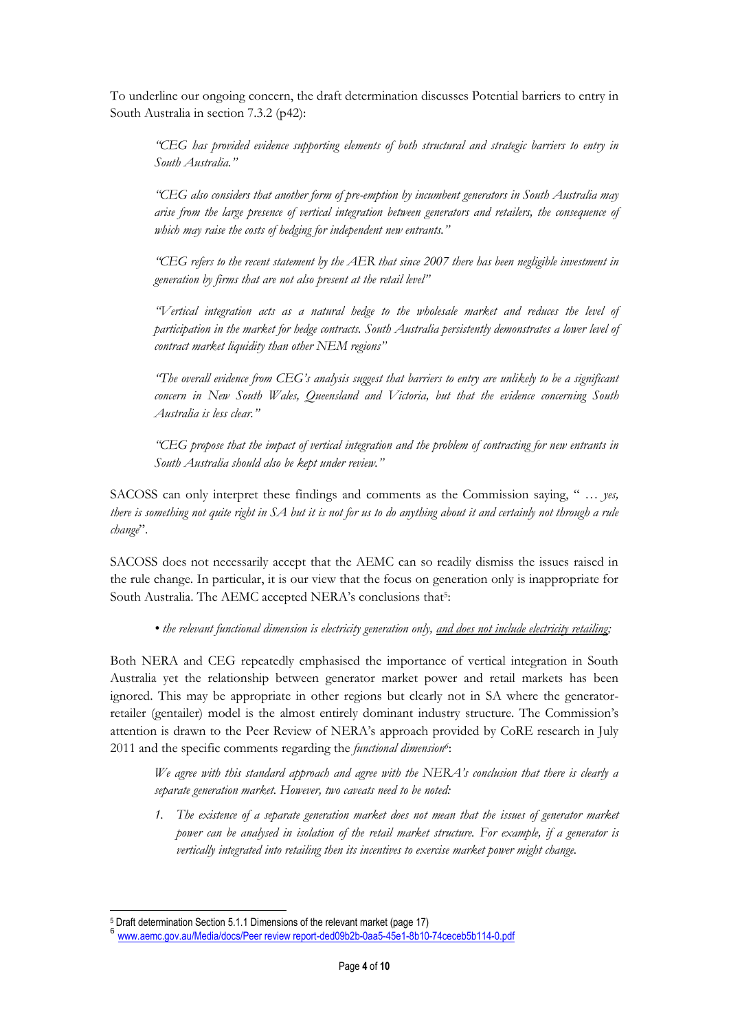To underline our ongoing concern, the draft determination discusses Potential barriers to entry in South Australia in section 7.3.2 (p42):

> *"CEG has provided evidence supporting elements of both structural and strategic barriers to entry in South Australia."*
>
> *"CEG also considers that another form of pre-emption by incumbent generators in South Australia may arise from the large presence of vertical integration between generators and retailers, the consequence of which may raise the costs of hedging for independent new entrants."*
>
> *"CEG refers to the recent statement by the AER that since 2007 there has been negligible investment in generation by firms that are not also present at the retail level"*
>
> *"Vertical integration acts as a natural hedge to the wholesale market and reduces the level of participation in the market for hedge contracts. South Australia persistently demonstrates a lower level of contract market liquidity than other NEM regions"*
>
> *"The overall evidence from CEG's analysis suggest that barriers to entry are unlikely to be a significant concern in New South Wales, Queensland and Victoria, but that the evidence concerning South Australia is less clear."*
>
> *"CEG propose that the impact of vertical integration and the problem of contracting for new entrants in South Australia should also be kept under review."*

SACOSS can only interpret these findings and comments as the Commission saying, " … *yes, there is something not quite right in SA but it is not for us to do anything about it and certainly not through a rule change*".

SACOSS does not necessarily accept that the AEMC can so readily dismiss the issues raised in the rule change. In particular, it is our view that the focus on generation only is inappropriate for South Australia. The AEMC accepted NERA's conclusions that[5]:

> • *the relevant functional dimension is electricity generation only, <u>and does not include electricity retailing</u>;*

Both NERA and CEG repeatedly emphasised the importance of vertical integration in South Australia yet the relationship between generator market power and retail markets has been ignored. This may be appropriate in other regions but clearly not in SA where the generator-retailer (gentailer) model is the almost entirely dominant industry structure. The Commission's attention is drawn to the Peer Review of NERA's approach provided by CoRE research in July 2011 and the specific comments regarding the *functional dimension*[6]:

> *We agree with this standard approach and agree with the NERA's conclusion that there is clearly a separate generation market. However, two caveats need to be noted:*
>
> 1. *The existence of a separate generation market does not mean that the issues of generator market power can be analysed in isolation of the retail market structure. For example, if a generator is vertically integrated into retailing then its incentives to exercise market power might change.*

---

[5] Draft determination Section 5.1.1 Dimensions of the relevant market (page 17)

[6] www.aemc.gov.au/Media/docs/Peer review report-ded09b2b-0aa5-45e1-8b10-74ceceb5b114-0.pdf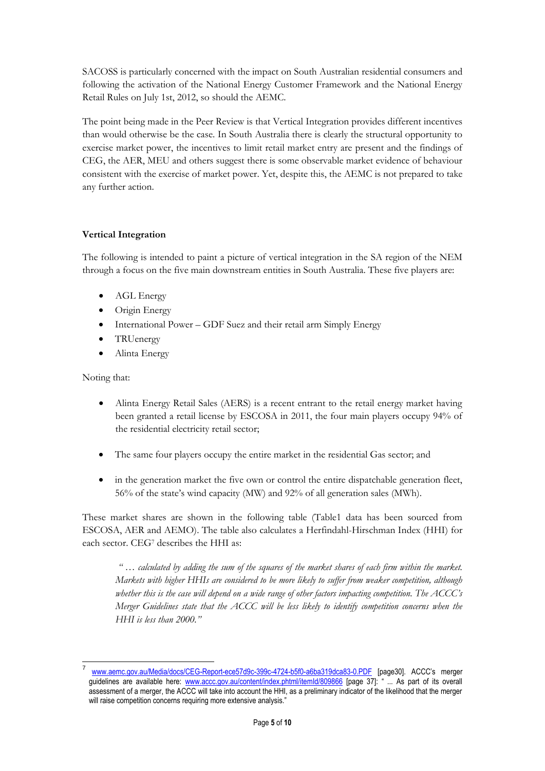SACOSS is particularly concerned with the impact on South Australian residential consumers and following the activation of the National Energy Customer Framework and the National Energy Retail Rules on July 1st, 2012, so should the AEMC.

The point being made in the Peer Review is that Vertical Integration provides different incentives than would otherwise be the case. In South Australia there is clearly the structural opportunity to exercise market power, the incentives to limit retail market entry are present and the findings of CEG, the AER, MEU and others suggest there is some observable market evidence of behaviour consistent with the exercise of market power. Yet, despite this, the AEMC is not prepared to take any further action.

### Vertical Integration

The following is intended to paint a picture of vertical integration in the SA region of the NEM through a focus on the five main downstream entities in South Australia. These five players are:

- AGL Energy
- Origin Energy
- International Power – GDF Suez and their retail arm Simply Energy
- TRUenergy
- Alinta Energy

Noting that:

- Alinta Energy Retail Sales (AERS) is a recent entrant to the retail energy market having been granted a retail license by ESCOSA in 2011, the four main players occupy 94% of the residential electricity retail sector;
- The same four players occupy the entire market in the residential Gas sector; and
- in the generation market the five own or control the entire dispatchable generation fleet, 56% of the state's wind capacity (MW) and 92% of all generation sales (MWh).

These market shares are shown in the following table (Table1 data has been sourced from ESCOSA, AER and AEMO). The table also calculates a Herfindahl-Hirschman Index (HHI) for each sector. CEG[7] describes the HHI as:

> *"… calculated by adding the sum of the squares of the market shares of each firm within the market. Markets with higher HHIs are considered to be more likely to suffer from weaker competition, although whether this is the case will depend on a wide range of other factors impacting competition. The ACCC's Merger Guidelines state that the ACCC will be less likely to identify competition concerns when the HHI is less than 2000."*

---

[7] www.aemc.gov.au/Media/docs/CEG-Report-ece57d9c-399c-4724-b5f0-a6ba319dca83-0.PDF [page30]. ACCC's merger guidelines are available here: www.accc.gov.au/content/index.phtml/itemId/809866 [page 37]: " ... As part of its overall assessment of a merger, the ACCC will take into account the HHI, as a preliminary indicator of the likelihood that the merger will raise competition concerns requiring more extensive analysis."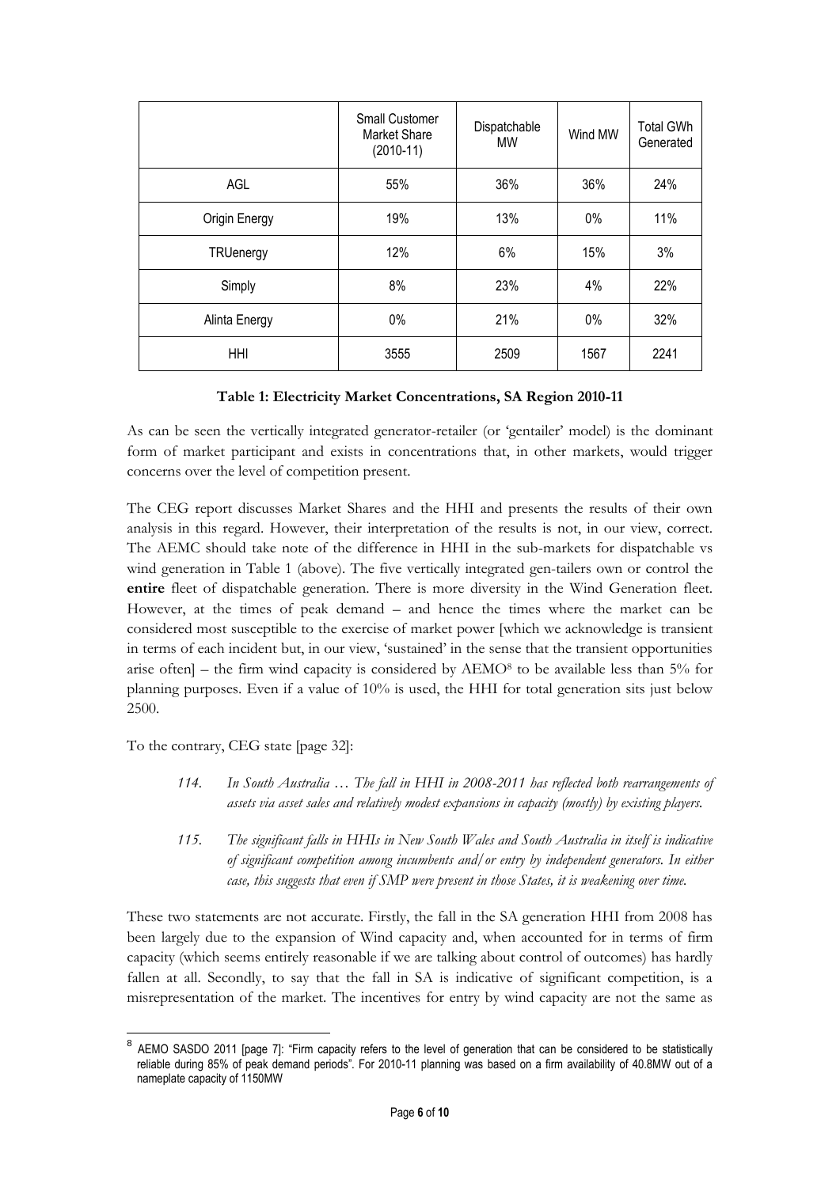| | Small Customer Market Share (2010-11) | Dispatchable MW | Wind MW | Total GWh Generated |
|---|---|---|---|---|
| AGL | 55% | 36% | 36% | 24% |
| Origin Energy | 19% | 13% | 0% | 11% |
| TRUenergy | 12% | 6% | 15% | 3% |
| Simply | 8% | 23% | 4% | 22% |
| Alinta Energy | 0% | 21% | 0% | 32% |
| HHI | 3555 | 2509 | 1567 | 2241 |

**Table 1: Electricity Market Concentrations, SA Region 2010-11**

As can be seen the vertically integrated generator-retailer (or 'gentailer' model) is the dominant form of market participant and exists in concentrations that, in other markets, would trigger concerns over the level of competition present.

The CEG report discusses Market Shares and the HHI and presents the results of their own analysis in this regard. However, their interpretation of the results is not, in our view, correct. The AEMC should take note of the difference in HHI in the sub-markets for dispatchable vs wind generation in Table 1 (above). The five vertically integrated gen-tailers own or control the **entire** fleet of dispatchable generation. There is more diversity in the Wind Generation fleet. However, at the times of peak demand – and hence the times where the market can be considered most susceptible to the exercise of market power [which we acknowledge is transient in terms of each incident but, in our view, 'sustained' in the sense that the transient opportunities arise often] – the firm wind capacity is considered by AEMO[8] to be available less than 5% for planning purposes. Even if a value of 10% is used, the HHI for total generation sits just below 2500.

To the contrary, CEG state [page 32]:

> *114. In South Australia … The fall in HHI in 2008-2011 has reflected both rearrangements of assets via asset sales and relatively modest expansions in capacity (mostly) by existing players.*
>
> *115. The significant falls in HHIs in New South Wales and South Australia in itself is indicative of significant competition among incumbents and/or entry by independent generators. In either case, this suggests that even if SMP were present in those States, it is weakening over time.*

These two statements are not accurate. Firstly, the fall in the SA generation HHI from 2008 has been largely due to the expansion of Wind capacity and, when accounted for in terms of firm capacity (which seems entirely reasonable if we are talking about control of outcomes) has hardly fallen at all. Secondly, to say that the fall in SA is indicative of significant competition, is a misrepresentation of the market. The incentives for entry by wind capacity are not the same as

---

[8] AEMO SASDO 2011 [page 7]: "Firm capacity refers to the level of generation that can be considered to be statistically reliable during 85% of peak demand periods". For 2010-11 planning was based on a firm availability of 40.8MW out of a nameplate capacity of 1150MW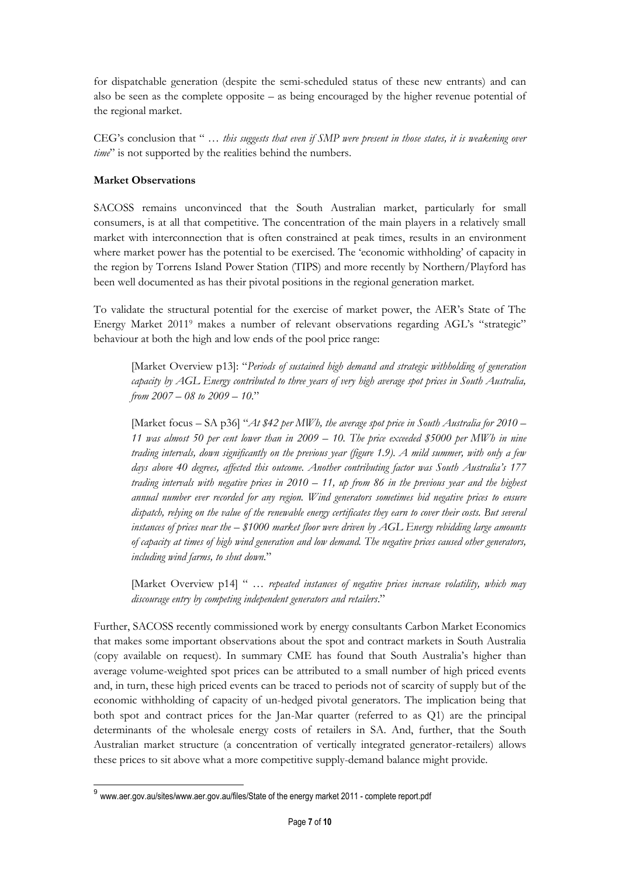for dispatchable generation (despite the semi-scheduled status of these new entrants) and can also be seen as the complete opposite – as being encouraged by the higher revenue potential of the regional market.

CEG's conclusion that " … *this suggests that even if SMP were present in those states, it is weakening over time*" is not supported by the realities behind the numbers.

**Market Observations**

SACOSS remains unconvinced that the South Australian market, particularly for small consumers, is at all that competitive. The concentration of the main players in a relatively small market with interconnection that is often constrained at peak times, results in an environment where market power has the potential to be exercised. The 'economic withholding' of capacity in the region by Torrens Island Power Station (TIPS) and more recently by Northern/Playford has been well documented as has their pivotal positions in the regional generation market.

To validate the structural potential for the exercise of market power, the AER's State of The Energy Market 2011[9] makes a number of relevant observations regarding AGL's "strategic" behaviour at both the high and low ends of the pool price range:

> [Market Overview p13]: "*Periods of sustained high demand and strategic withholding of generation capacity by AGL Energy contributed to three years of very high average spot prices in South Australia, from 2007 – 08 to 2009 – 10.*"
>
> [Market focus – SA p36] "*At $42 per MWh, the average spot price in South Australia for 2010 – 11 was almost 50 per cent lower than in 2009 – 10. The price exceeded $5000 per MWh in nine trading intervals, down significantly on the previous year (figure 1.9). A mild summer, with only a few days above 40 degrees, affected this outcome. Another contributing factor was South Australia's 177 trading intervals with negative prices in 2010 – 11, up from 86 in the previous year and the highest annual number ever recorded for any region. Wind generators sometimes bid negative prices to ensure dispatch, relying on the value of the renewable energy certificates they earn to cover their costs. But several instances of prices near the – $1000 market floor were driven by AGL Energy rebidding large amounts of capacity at times of high wind generation and low demand. The negative prices caused other generators, including wind farms, to shut down.*"
>
> [Market Overview p14] " … *repeated instances of negative prices increase volatility, which may discourage entry by competing independent generators and retailers*."

Further, SACOSS recently commissioned work by energy consultants Carbon Market Economics that makes some important observations about the spot and contract markets in South Australia (copy available on request). In summary CME has found that South Australia's higher than average volume-weighted spot prices can be attributed to a small number of high priced events and, in turn, these high priced events can be traced to periods not of scarcity of supply but of the economic withholding of capacity of un-hedged pivotal generators. The implication being that both spot and contract prices for the Jan-Mar quarter (referred to as Q1) are the principal determinants of the wholesale energy costs of retailers in SA. And, further, that the South Australian market structure (a concentration of vertically integrated generator-retailers) allows these prices to sit above what a more competitive supply-demand balance might provide.

[9] www.aer.gov.au/sites/www.aer.gov.au/files/State of the energy market 2011 - complete report.pdf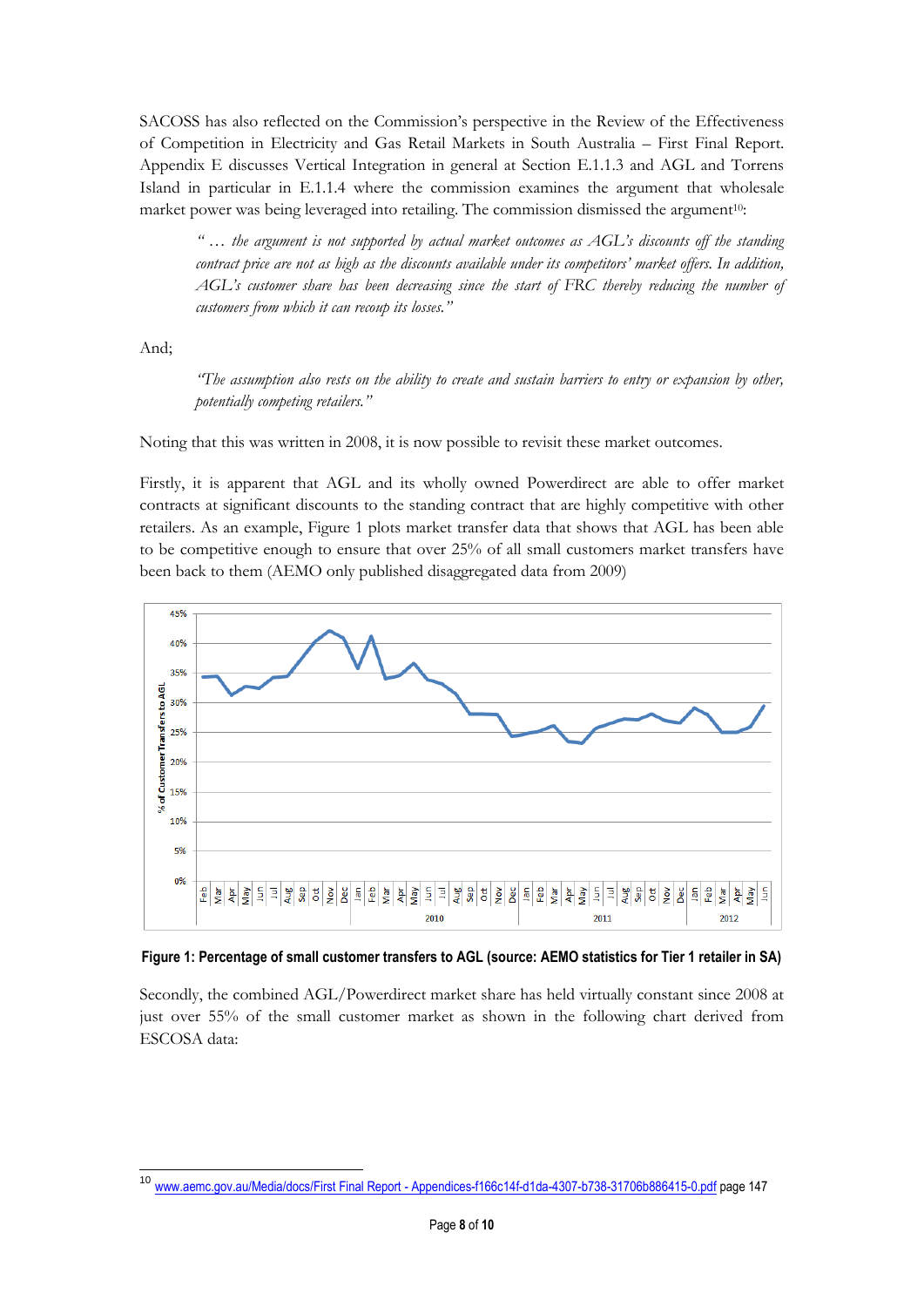SACOSS has also reflected on the Commission's perspective in the Review of the Effectiveness of Competition in Electricity and Gas Retail Markets in South Australia – First Final Report. Appendix E discusses Vertical Integration in general at Section E.1.1.3 and AGL and Torrens Island in particular in E.1.1.4 where the commission examines the argument that wholesale market power was being leveraged into retailing. The commission dismissed the argument[10]:

> *"… the argument is not supported by actual market outcomes as AGL's discounts off the standing contract price are not as high as the discounts available under its competitors' market offers. In addition, AGL's customer share has been decreasing since the start of FRC thereby reducing the number of customers from which it can recoup its losses."*

And;

> *"The assumption also rests on the ability to create and sustain barriers to entry or expansion by other, potentially competing retailers."*

Noting that this was written in 2008, it is now possible to revisit these market outcomes.

Firstly, it is apparent that AGL and its wholly owned Powerdirect are able to offer market contracts at significant discounts to the standing contract that are highly competitive with other retailers. As an example, Figure 1 plots market transfer data that shows that AGL has been able to be competitive enough to ensure that over 25% of all small customers market transfers have been back to them (AEMO only published disaggregated data from 2009)

**Figure 1: Percentage of small customer transfers to AGL (source: AEMO statistics for Tier 1 retailer in SA)**

Secondly, the combined AGL/Powerdirect market share has held virtually constant since 2008 at just over 55% of the small customer market as shown in the following chart derived from ESCOSA data:

---

[10] www.aemc.gov.au/Media/docs/First Final Report - Appendices-f166c14f-d1da-4307-b738-31706b886415-0.pdf page 147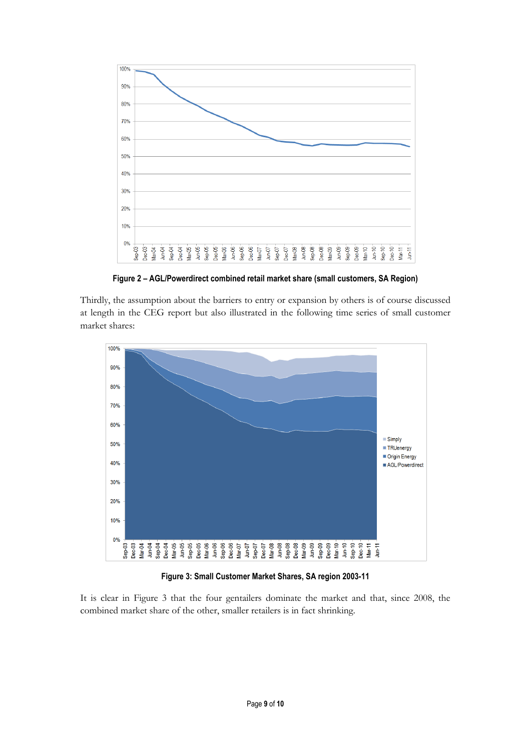**Figure 2 – AGL/Powerdirect combined retail market share (small customers, SA Region)**

Thirdly, the assumption about the barriers to entry or expansion by others is of course discussed at length in the CEG report but also illustrated in the following time series of small customer market shares:

**Figure 3: Small Customer Market Shares, SA region 2003-11**

It is clear in Figure 3 that the four gentailers dominate the market and that, since 2008, the combined market share of the other, smaller retailers is in fact shrinking.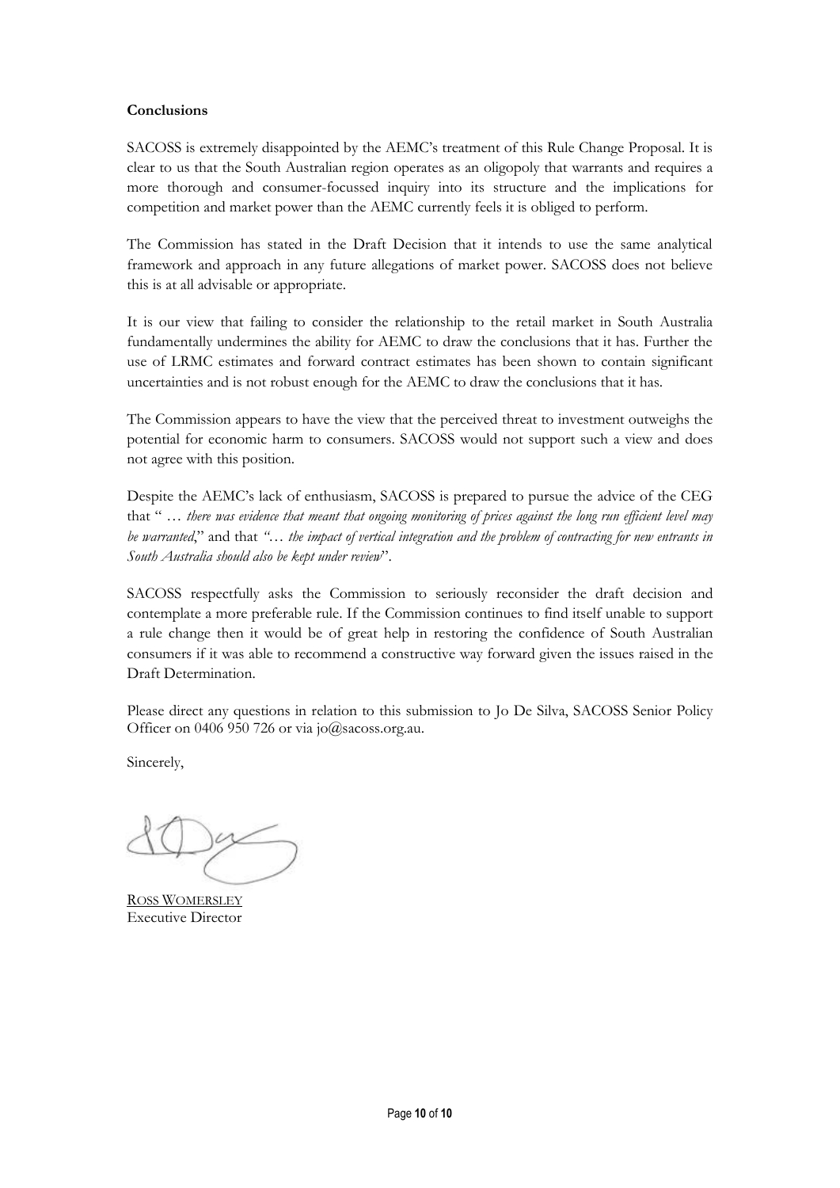**Conclusions**

SACOSS is extremely disappointed by the AEMC's treatment of this Rule Change Proposal. It is clear to us that the South Australian region operates as an oligopoly that warrants and requires a more thorough and consumer-focussed inquiry into its structure and the implications for competition and market power than the AEMC currently feels it is obliged to perform.

The Commission has stated in the Draft Decision that it intends to use the same analytical framework and approach in any future allegations of market power. SACOSS does not believe this is at all advisable or appropriate.

It is our view that failing to consider the relationship to the retail market in South Australia fundamentally undermines the ability for AEMC to draw the conclusions that it has. Further the use of LRMC estimates and forward contract estimates has been shown to contain significant uncertainties and is not robust enough for the AEMC to draw the conclusions that it has.

The Commission appears to have the view that the perceived threat to investment outweighs the potential for economic harm to consumers. SACOSS would not support such a view and does not agree with this position.

Despite the AEMC's lack of enthusiasm, SACOSS is prepared to pursue the advice of the CEG that " … *there was evidence that meant that ongoing monitoring of prices against the long run efficient level may be warranted*," and that *"… the impact of vertical integration and the problem of contracting for new entrants in South Australia should also be kept under review*".

SACOSS respectfully asks the Commission to seriously reconsider the draft decision and contemplate a more preferable rule. If the Commission continues to find itself unable to support a rule change then it would be of great help in restoring the confidence of South Australian consumers if it was able to recommend a constructive way forward given the issues raised in the Draft Determination.

Please direct any questions in relation to this submission to Jo De Silva, SACOSS Senior Policy Officer on 0406 950 726 or via jo@sacoss.org.au.

Sincerely,

ROSS WOMERSLEY
Executive Director